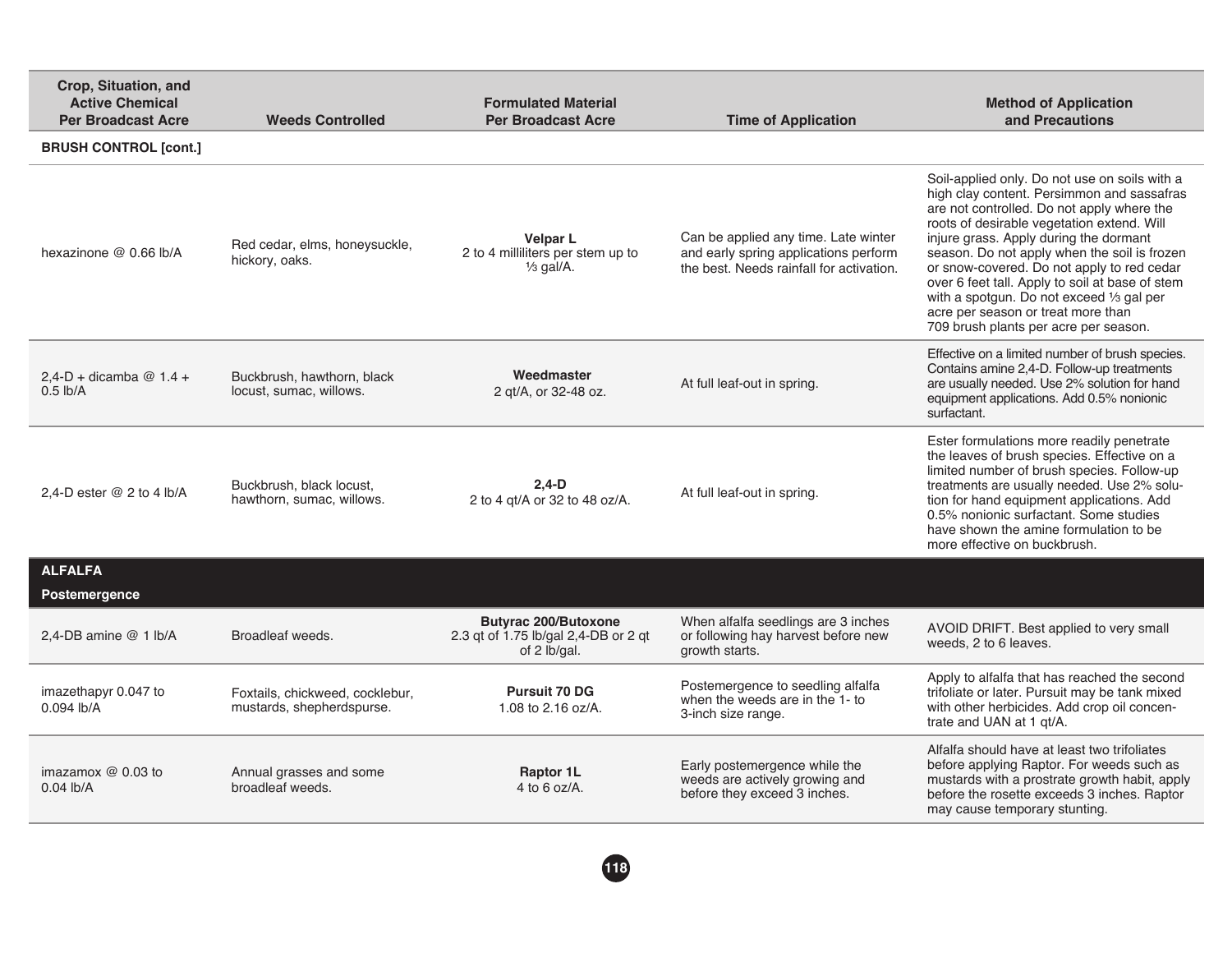| Crop, Situation, and Active Chemical Per Broadcast Acre | Weeds Controlled | Formulated Material Per Broadcast Acre | Time of Application | Method of Application and Precautions |
|---|---|---|---|---|
| **BRUSH CONTROL [cont.]** | | | | |
| hexazinone @ 0.66 lb/A | Red cedar, elms, honeysuckle, hickory, oaks. | **Velpar L** 2 to 4 milliliters per stem up to ⅓ gal/A. | Can be applied any time. Late winter and early spring applications perform the best. Needs rainfall for activation. | Soil-applied only. Do not use on soils with a high clay content. Persimmon and sassafras are not controlled. Do not apply where the roots of desirable vegetation extend. Will injure grass. Apply during the dormant season. Do not apply when the soil is frozen or snow-covered. Do not apply to red cedar over 6 feet tall. Apply to soil at base of stem with a spotgun. Do not exceed ⅓ gal per acre per season or treat more than 709 brush plants per acre per season. |
| 2,4-D + dicamba @ 1.4 + 0.5 lb/A | Buckbrush, hawthorn, black locust, sumac, willows. | **Weedmaster** 2 qt/A, or 32-48 oz. | At full leaf-out in spring. | Effective on a limited number of brush species. Contains amine 2,4-D. Follow-up treatments are usually needed. Use 2% solution for hand equipment applications. Add 0.5% nonionic surfactant. |
| 2,4-D ester @ 2 to 4 lb/A | Buckbrush, black locust, hawthorn, sumac, willows. | **2,4-D** 2 to 4 qt/A or 32 to 48 oz/A. | At full leaf-out in spring. | Ester formulations more readily penetrate the leaves of brush species. Effective on a limited number of brush species. Follow-up treatments are usually needed. Use 2% solution for hand equipment applications. Add 0.5% nonionic surfactant. Some studies have shown the amine formulation to be more effective on buckbrush. |
| **ALFALFA** | | | | |
| **Postemergence** | | | | |
| 2,4-DB amine @ 1 lb/A | Broadleaf weeds. | **Butyrac 200/Butoxone** 2.3 qt of 1.75 lb/gal 2,4-DB or 2 qt of 2 lb/gal. | When alfalfa seedlings are 3 inches or following hay harvest before new growth starts. | AVOID DRIFT. Best applied to very small weeds, 2 to 6 leaves. |
| imazethapyr 0.047 to 0.094 lb/A | Foxtails, chickweed, cocklebur, mustards, shepherdspurse. | **Pursuit 70 DG** 1.08 to 2.16 oz/A. | Postemergence to seedling alfalfa when the weeds are in the 1- to 3-inch size range. | Apply to alfalfa that has reached the second trifoliate or later. Pursuit may be tank mixed with other herbicides. Add crop oil concentrate and UAN at 1 qt/A. |
| imazamox @ 0.03 to 0.04 lb/A | Annual grasses and some broadleaf weeds. | **Raptor 1L** 4 to 6 oz/A. | Early postemergence while the weeds are actively growing and before they exceed 3 inches. | Alfalfa should have at least two trifoliates before applying Raptor. For weeds such as mustards with a prostrate growth habit, apply before the rosette exceeds 3 inches. Raptor may cause temporary stunting. |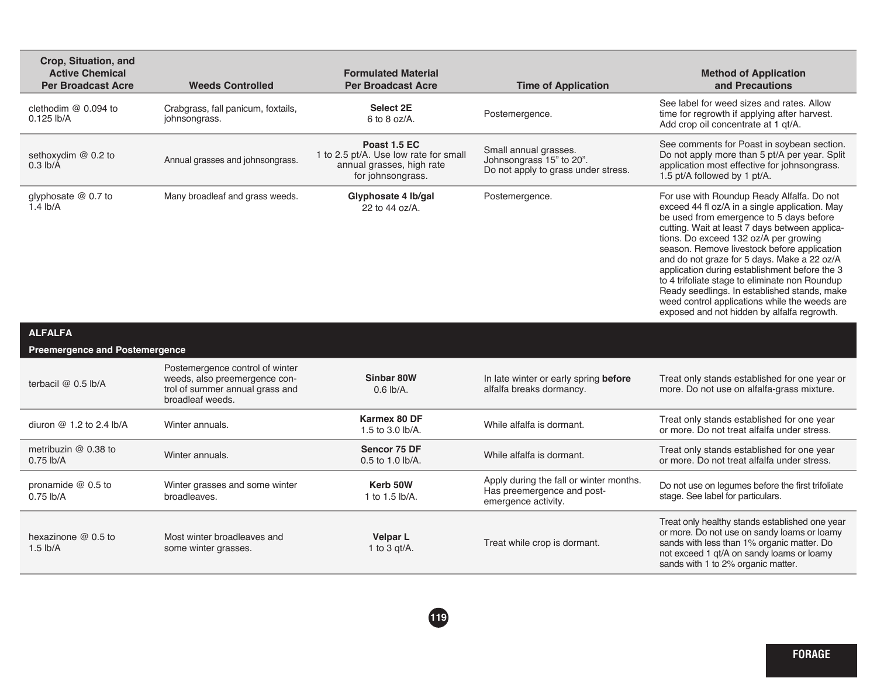| Crop, Situation, and Active Chemical Per Broadcast Acre | Weeds Controlled | Formulated Material Per Broadcast Acre | Time of Application | Method of Application and Precautions |
|---|---|---|---|---|
| clethodim @ 0.094 to 0.125 lb/A | Crabgrass, fall panicum, foxtails, johnsongrass. | **Select 2E** 6 to 8 oz/A. | Postemergence. | See label for weed sizes and rates. Allow time for regrowth if applying after harvest. Add crop oil concentrate at 1 qt/A. |
| sethoxydim @ 0.2 to 0.3 lb/A | Annual grasses and johnsongrass. | **Poast 1.5 EC** 1 to 2.5 pt/A. Use low rate for small annual grasses, high rate for johnsongrass. | Small annual grasses. Johnsongrass 15" to 20". Do not apply to grass under stress. | See comments for Poast in soybean section. Do not apply more than 5 pt/A per year. Split application most effective for johnsongrass. 1.5 pt/A followed by 1 pt/A. |
| glyphosate @ 0.7 to 1.4 lb/A | Many broadleaf and grass weeds. | **Glyphosate 4 lb/gal** 22 to 44 oz/A. | Postemergence. | For use with Roundup Ready Alfalfa. Do not exceed 44 fl oz/A in a single application. May be used from emergence to 5 days before cutting. Wait at least 7 days between applications. Do exceed 132 oz/A per growing season. Remove livestock before application and do not graze for 5 days. Make a 22 oz/A application during establishment before the 3 to 4 trifoliate stage to eliminate non Roundup Ready seedlings. In established stands, make weed control applications while the weeds are exposed and not hidden by alfalfa regrowth. |
| **ALFALFA** | | | | |
| **Preemergence and Postemergence** | | | | |
| terbacil @ 0.5 lb/A | Postemergence control of winter weeds, also preemergence control of summer annual grass and broadleaf weeds. | **Sinbar 80W** 0.6 lb/A. | In late winter or early spring **before** alfalfa breaks dormancy. | Treat only stands established for one year or more. Do not use on alfalfa-grass mixture. |
| diuron @ 1.2 to 2.4 lb/A | Winter annuals. | **Karmex 80 DF** 1.5 to 3.0 lb/A. | While alfalfa is dormant. | Treat only stands established for one year or more. Do not treat alfalfa under stress. |
| metribuzin @ 0.38 to 0.75 lb/A | Winter annuals. | **Sencor 75 DF** 0.5 to 1.0 lb/A. | While alfalfa is dormant. | Treat only stands established for one year or more. Do not treat alfalfa under stress. |
| pronamide @ 0.5 to 0.75 lb/A | Winter grasses and some winter broadleaves. | **Kerb 50W** 1 to 1.5 lb/A. | Apply during the fall or winter months. Has preemergence and post-emergence activity. | Do not use on legumes before the first trifoliate stage. See label for particulars. |
| hexazinone @ 0.5 to 1.5 lb/A | Most winter broadleaves and some winter grasses. | **Velpar L** 1 to 3 qt/A. | Treat while crop is dormant. | Treat only healthy stands established one year or more. Do not use on sandy loams or loamy sands with less than 1% organic matter. Do not exceed 1 qt/A on sandy loams or loamy sands with 1 to 2% organic matter. |